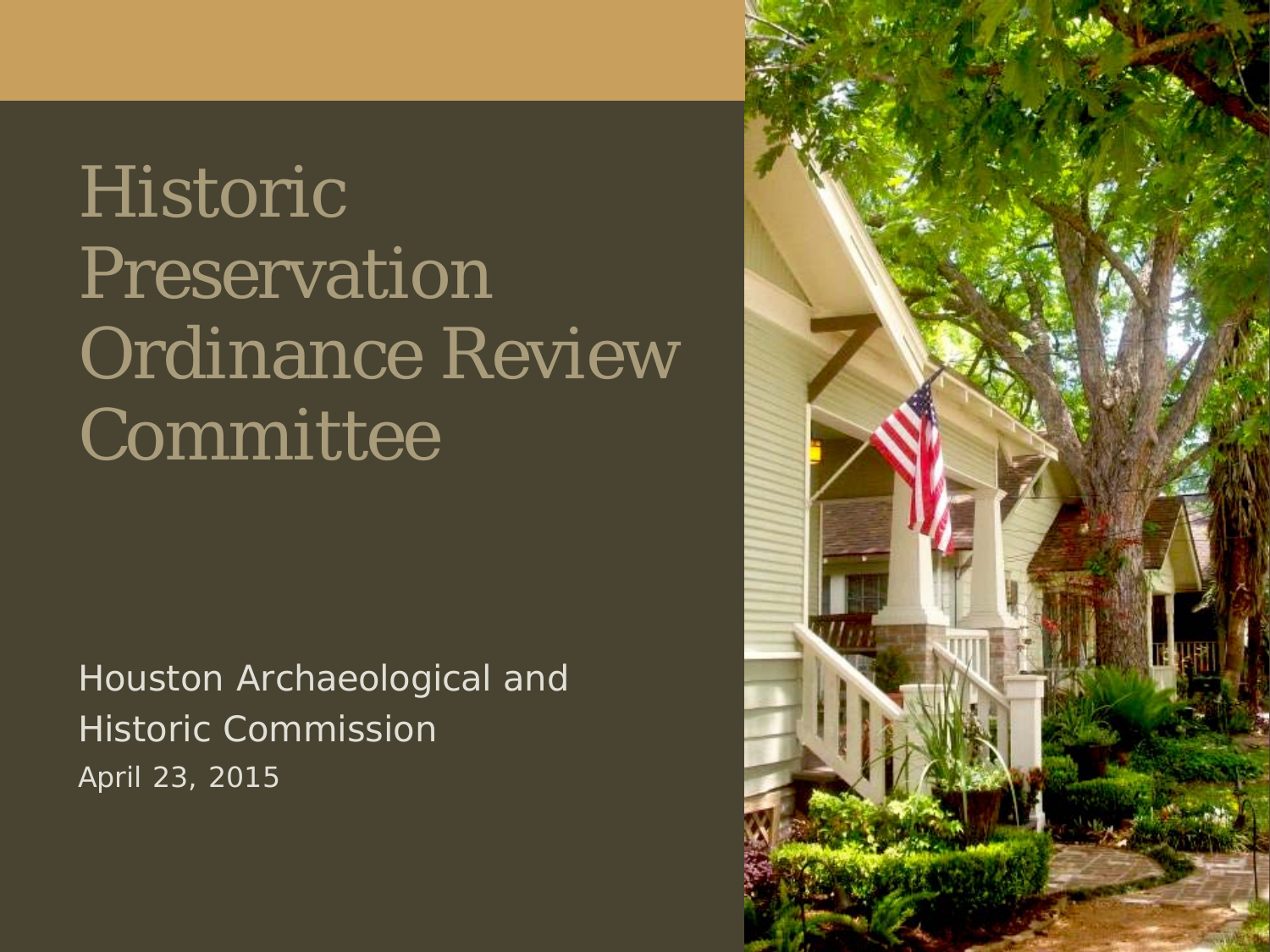# Historic Preservation Ordinance Review Committee

Houston Archaeological and Historic Commission

April 23, 2015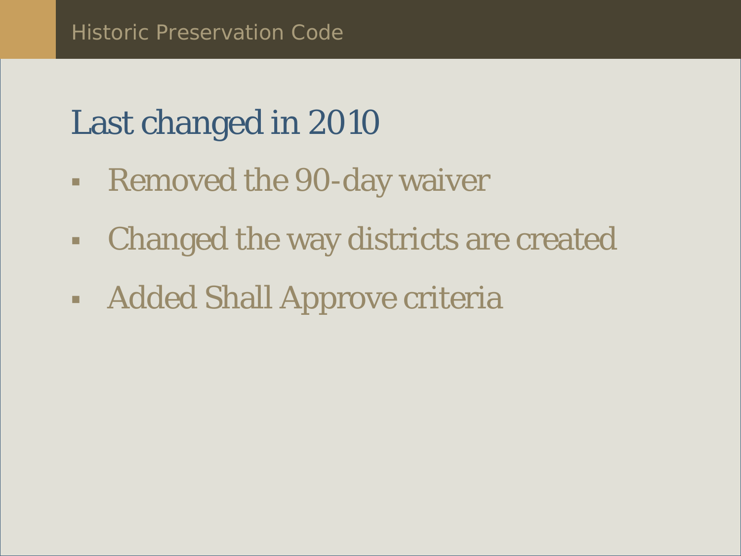# Last changed in 2010

- Removed the 90-day waiver
- Changed the way districts are created
- Added Shall Approve criteria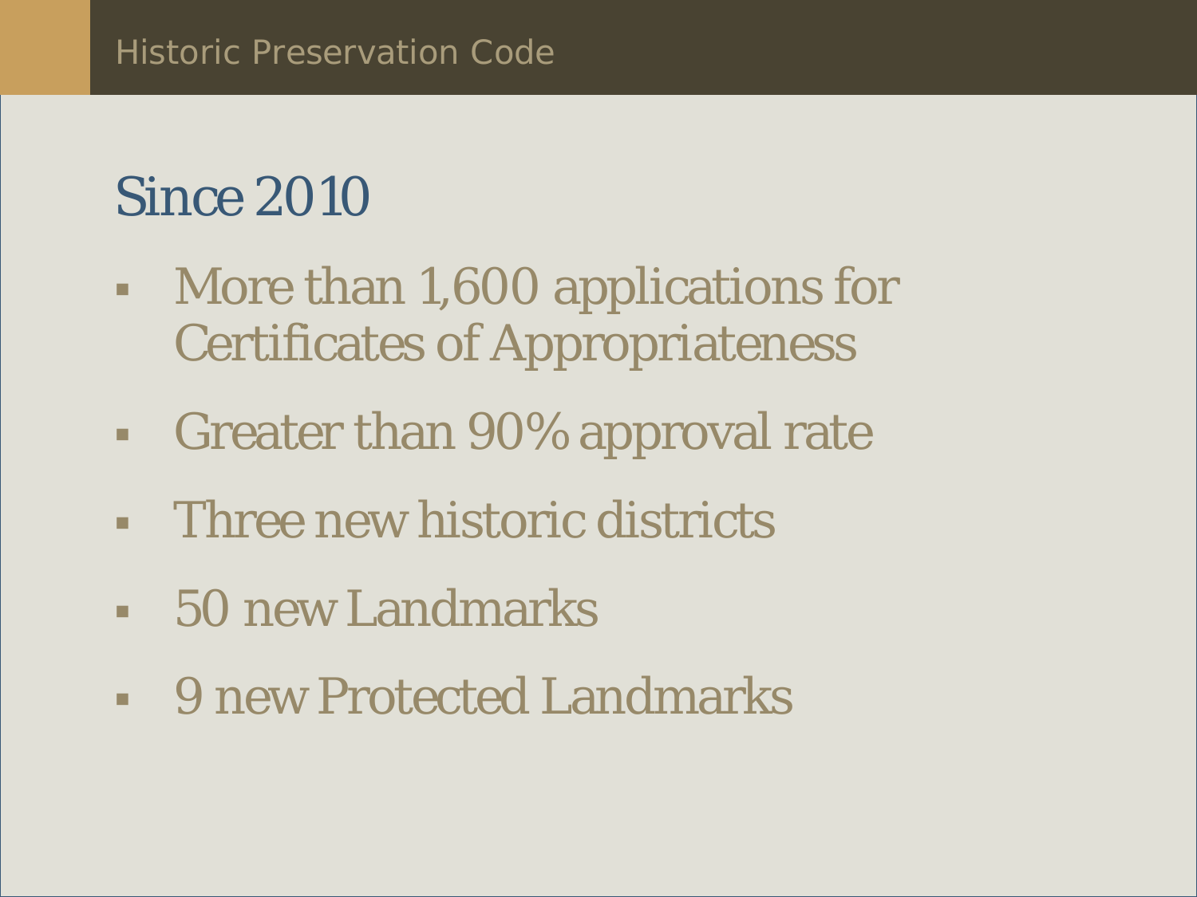Historic Preservation Code

## Since 2010

- More than 1,600 applications for Certificates of Appropriateness
- Greater than 90% approval rate
- Three new historic districts
- 50 new Landmarks
- 9 new Protected Landmarks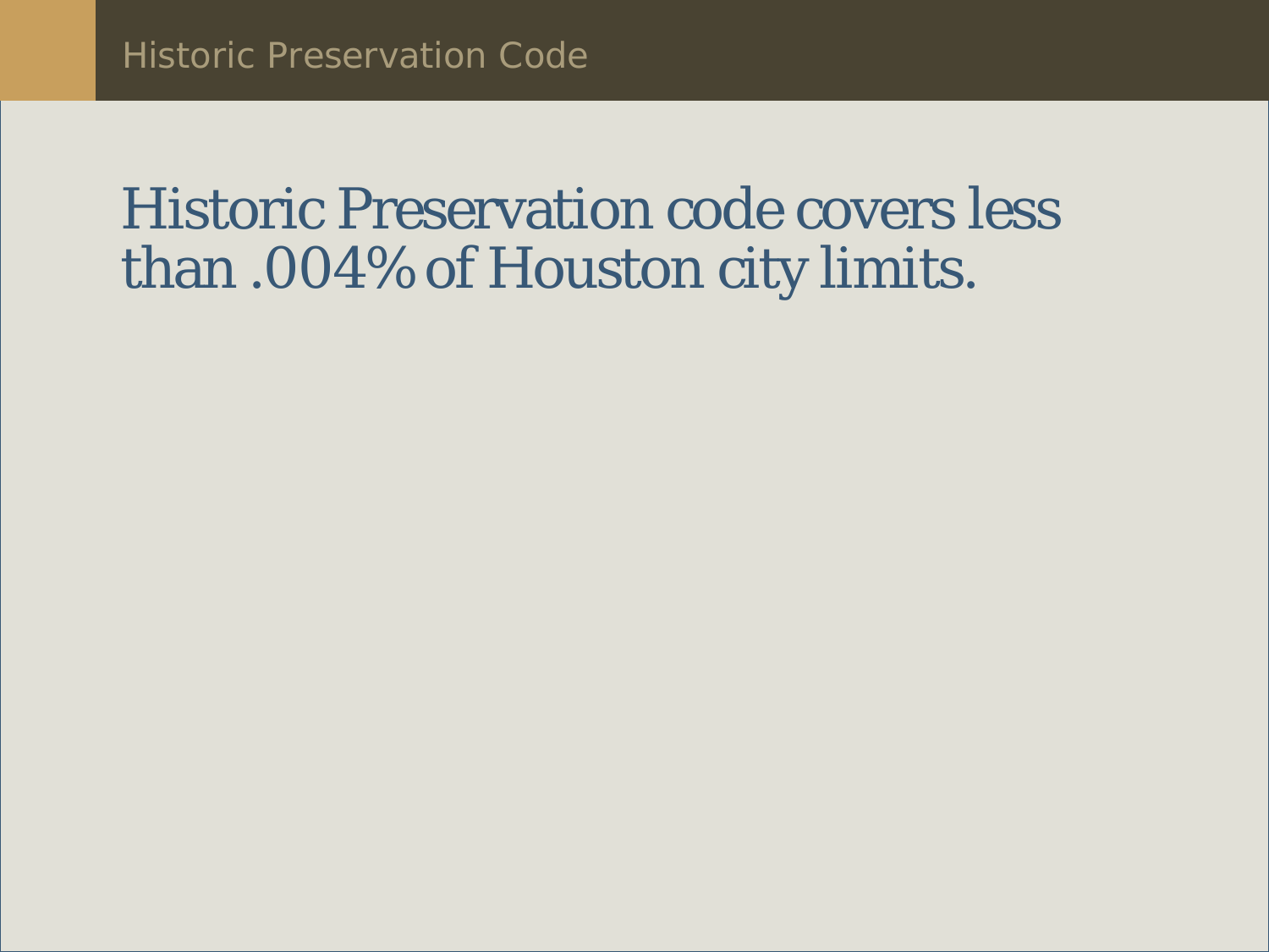# Historic Preservation Code

Historic Preservation code covers less than .004% of Houston city limits.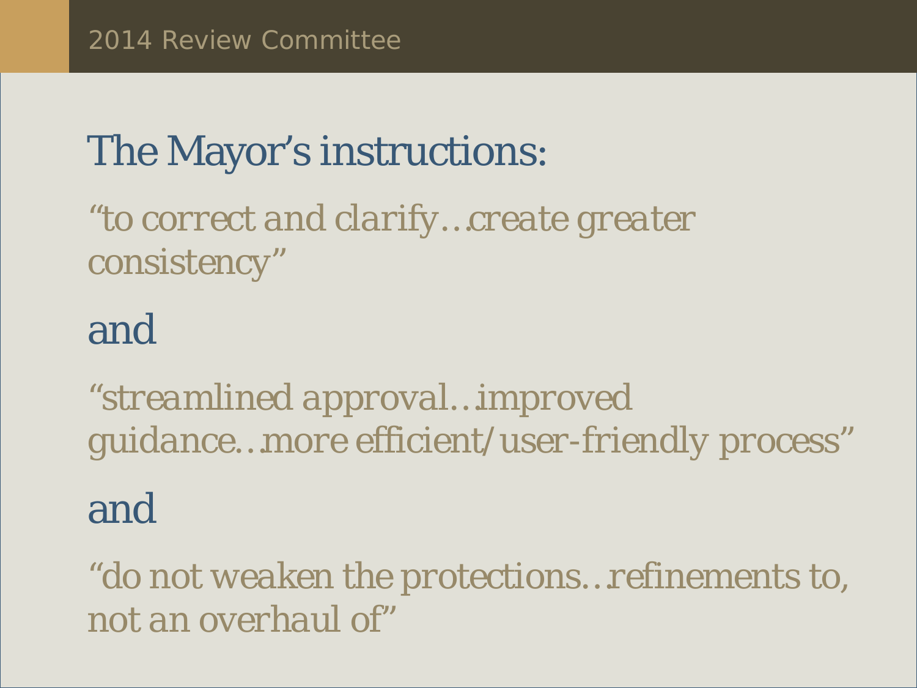2014 Review Committee

## The Mayor's instructions:

*"to correct and clarify…create greater consistency"*

and

*"streamlined approval…improved guidance…more efficient/user-friendly process"*

and

*"do not weaken the protections…refinements to, not an overhaul of"*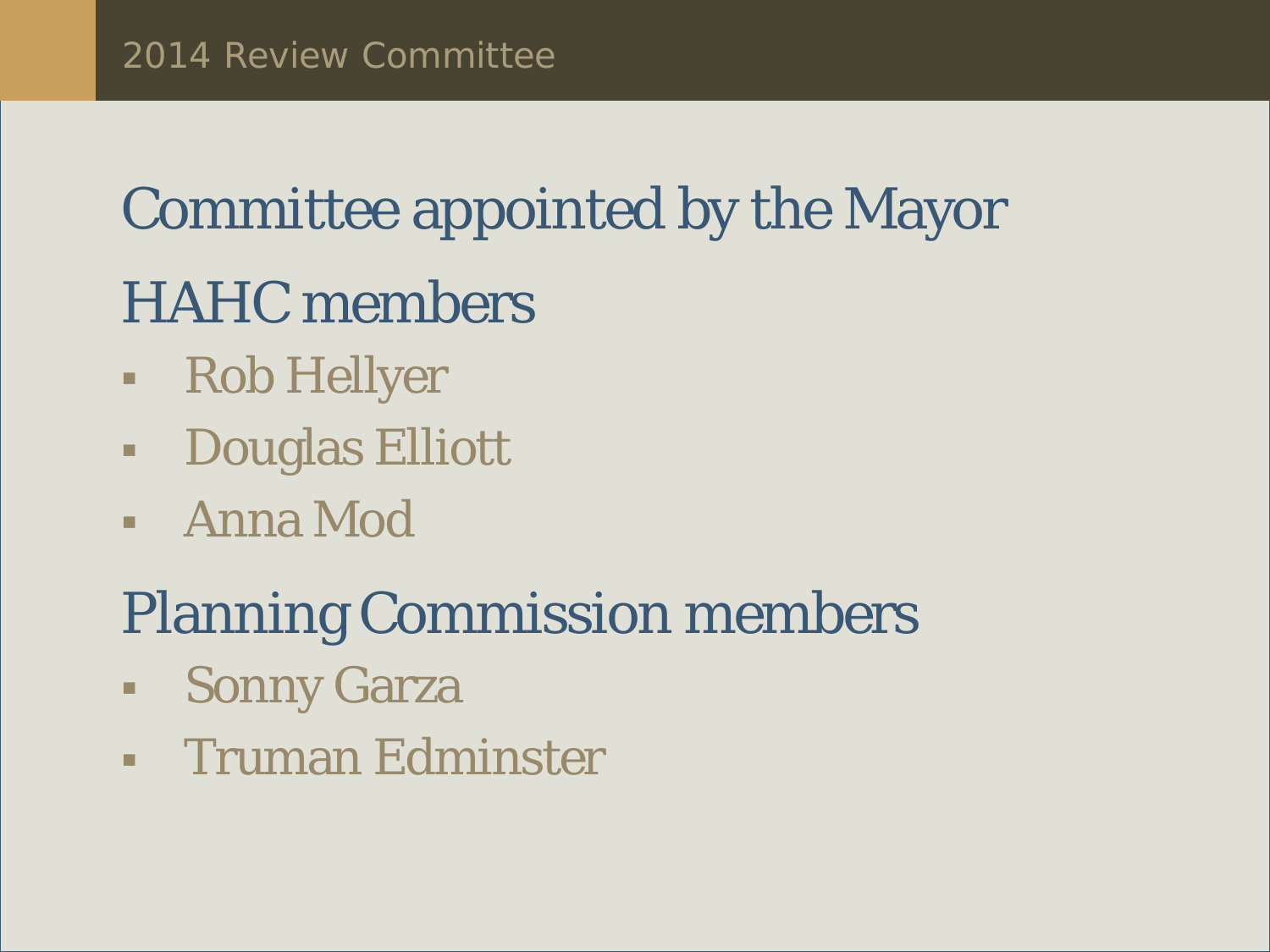# 2014 Review Committee

Committee appointed by the Mayor

HAHC members

- Rob Hellyer
- Douglas Elliott
- Anna Mod

Planning Commission members

- Sonny Garza
- Truman Edminster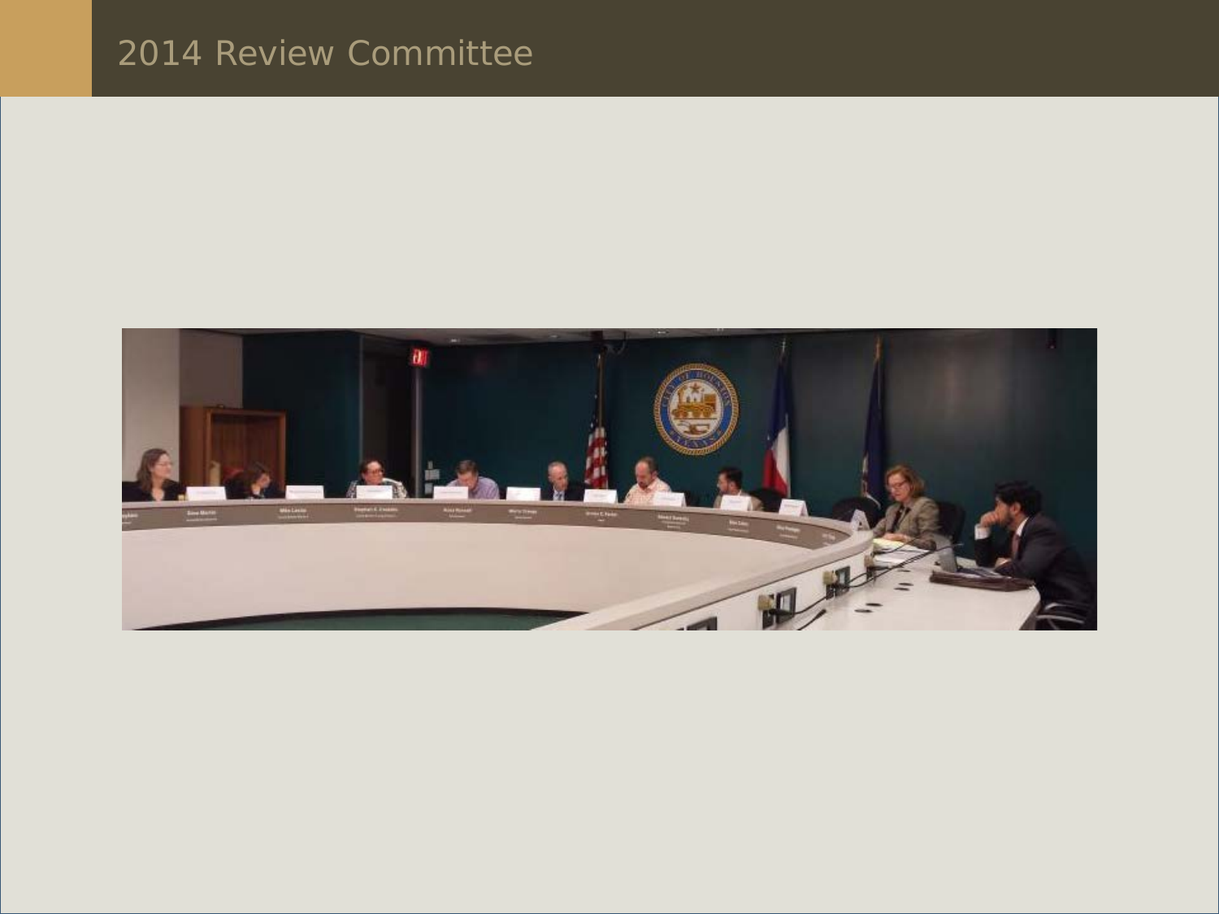# 2014 Review Committee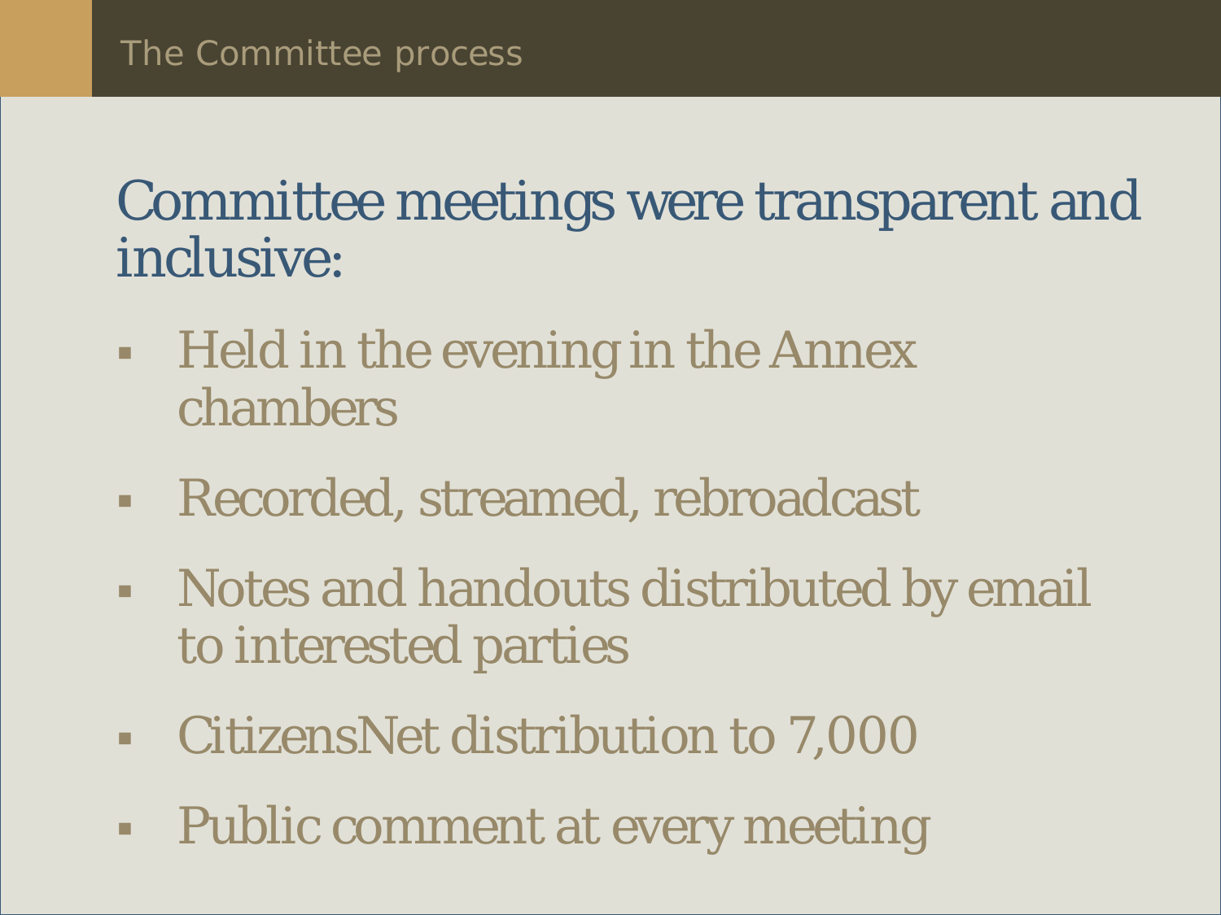# The Committee process

## Committee meetings were transparent and inclusive:

- Held in the evening in the Annex chambers
- Recorded, streamed, rebroadcast
- Notes and handouts distributed by email to interested parties
- CitizensNet distribution to 7,000
- Public comment at every meeting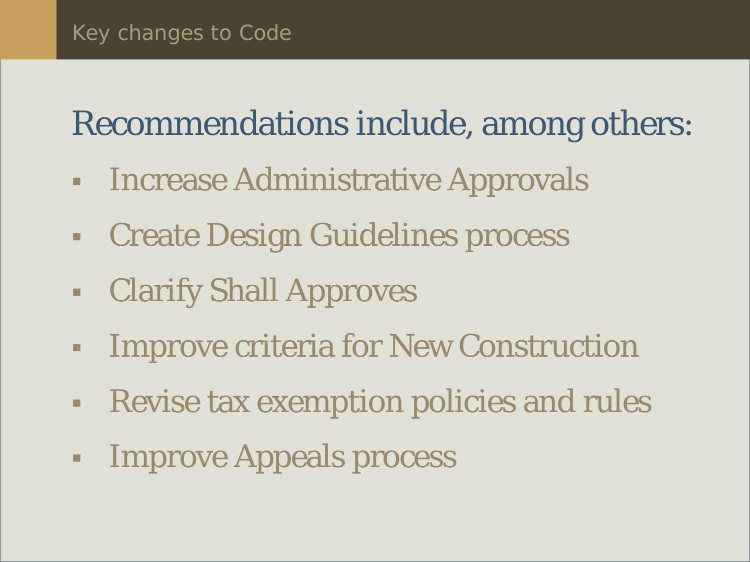# Key changes to Code

## Recommendations include, among others:

- Increase Administrative Approvals
- Create Design Guidelines process
- Clarify Shall Approves
- Improve criteria for New Construction
- Revise tax exemption policies and rules
- Improve Appeals process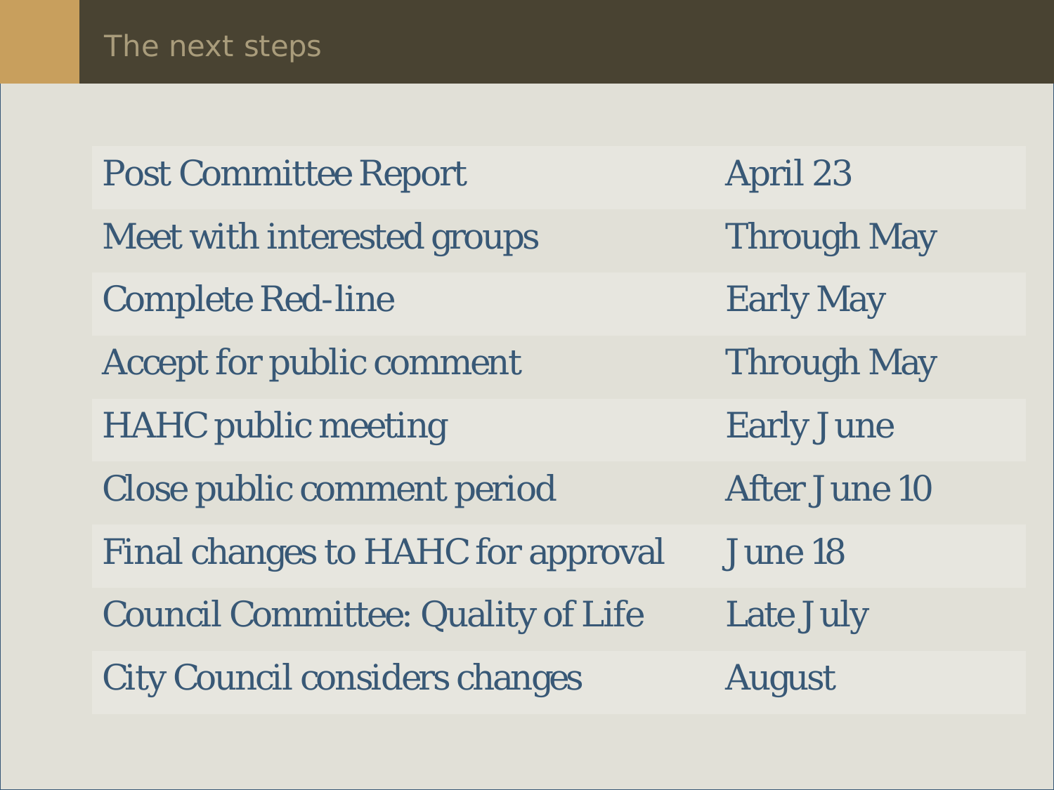# The next steps

| | |
|---|---|
| Post Committee Report | April 23 |
| Meet with interested groups | Through May |
| Complete Red-line | Early May |
| Accept for public comment | Through May |
| HAHC public meeting | Early June |
| Close public comment period | After June 10 |
| Final changes to HAHC for approval | June 18 |
| Council Committee: Quality of Life | Late July |
| City Council considers changes | August |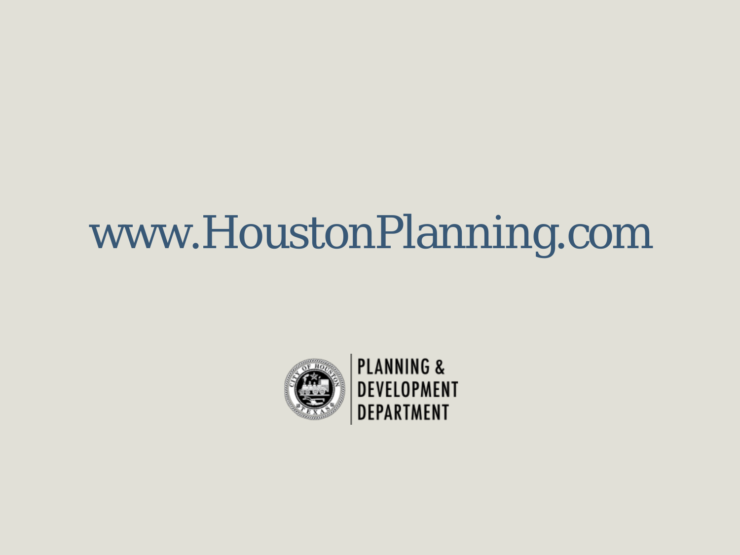www.HoustonPlanning.com

PLANNING &
DEVELOPMENT
DEPARTMENT